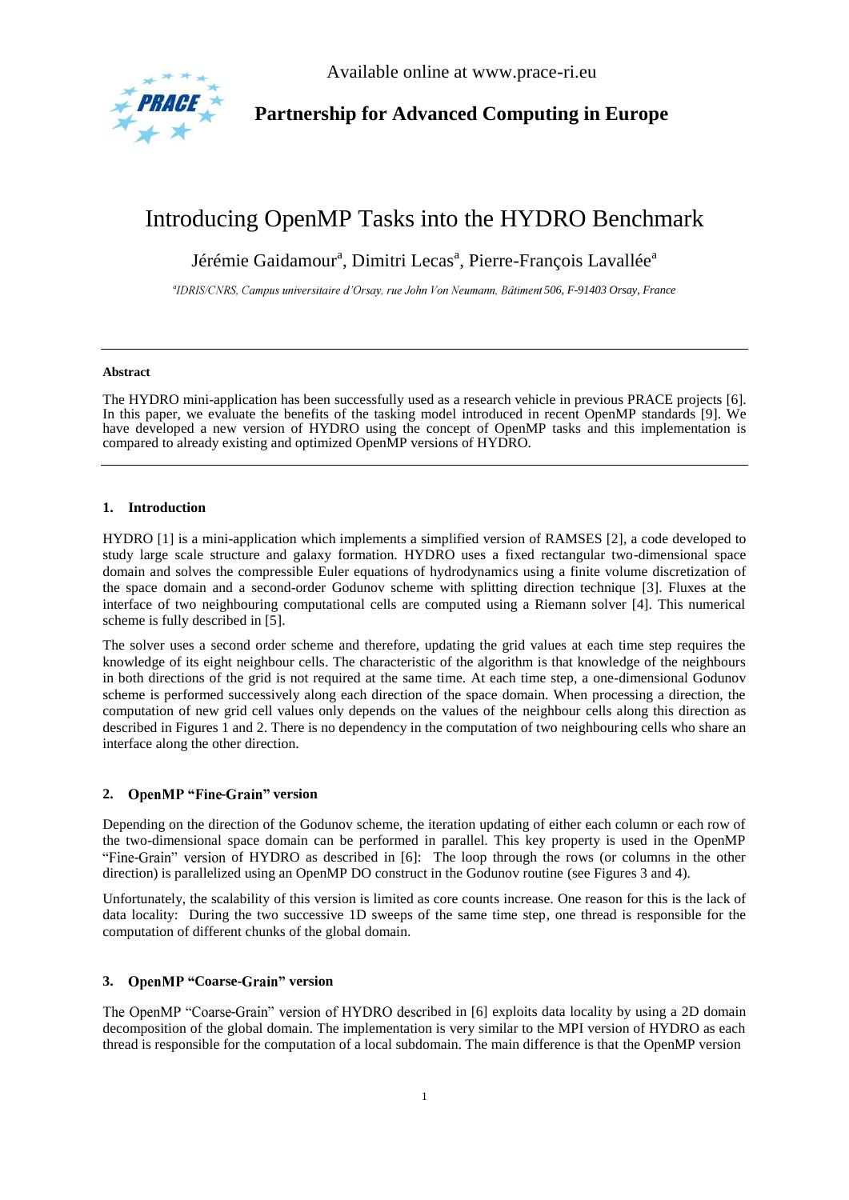Available online at www.prace-ri.eu

**Partnership for Advanced Computing in Europe**

# Introducing OpenMP Tasks into the HYDRO Benchmark

Jérémie Gaidamour[a], Dimitri Lecas[a], Pierre-François Lavallée[a]

[a] *IDRIS/CNRS, Campus universitaire d'Orsay, rue John Von Neumann, Bâtiment 506, F-91403 Orsay, France*

---

**Abstract**

The HYDRO mini-application has been successfully used as a research vehicle in previous PRACE projects [6]. In this paper, we evaluate the benefits of the tasking model introduced in recent OpenMP standards [9]. We have developed a new version of HYDRO using the concept of OpenMP tasks and this implementation is compared to already existing and optimized OpenMP versions of HYDRO.

---

## 1. Introduction

HYDRO [1] is a mini-application which implements a simplified version of RAMSES [2], a code developed to study large scale structure and galaxy formation. HYDRO uses a fixed rectangular two-dimensional space domain and solves the compressible Euler equations of hydrodynamics using a finite volume discretization of the space domain and a second-order Godunov scheme with splitting direction technique [3]. Fluxes at the interface of two neighbouring computational cells are computed using a Riemann solver [4]. This numerical scheme is fully described in [5].

The solver uses a second order scheme and therefore, updating the grid values at each time step requires the knowledge of its eight neighbour cells. The characteristic of the algorithm is that knowledge of the neighbours in both directions of the grid is not required at the same time. At each time step, a one-dimensional Godunov scheme is performed successively along each direction of the space domain. When processing a direction, the computation of new grid cell values only depends on the values of the neighbour cells along this direction as described in Figures 1 and 2. There is no dependency in the computation of two neighbouring cells who share an interface along the other direction.

## 2. OpenMP "Fine-Grain" version

Depending on the direction of the Godunov scheme, the iteration updating of either each column or each row of the two-dimensional space domain can be performed in parallel. This key property is used in the OpenMP "Fine-Grain" version of HYDRO as described in [6]: The loop through the rows (or columns in the other direction) is parallelized using an OpenMP DO construct in the Godunov routine (see Figures 3 and 4).

Unfortunately, the scalability of this version is limited as core counts increase. One reason for this is the lack of data locality: During the two successive 1D sweeps of the same time step, one thread is responsible for the computation of different chunks of the global domain.

## 3. OpenMP "Coarse-Grain" version

The OpenMP "Coarse-Grain" version of HYDRO described in [6] exploits data locality by using a 2D domain decomposition of the global domain. The implementation is very similar to the MPI version of HYDRO as each thread is responsible for the computation of a local subdomain. The main difference is that the OpenMP version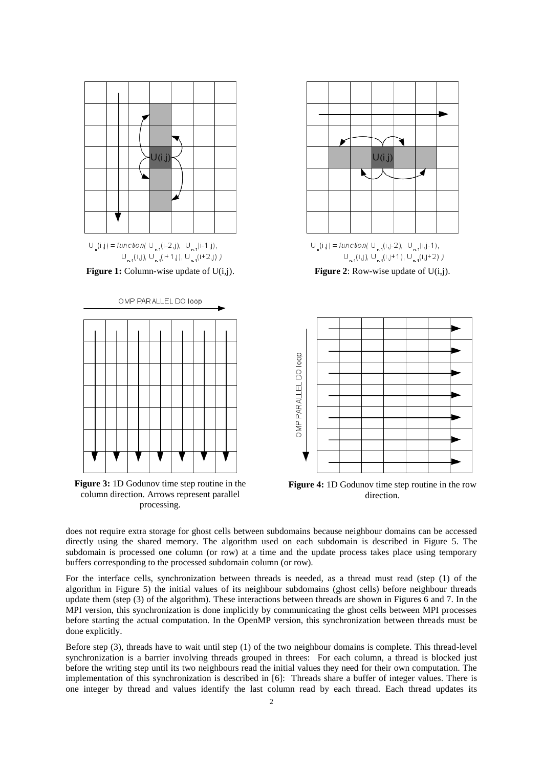$U_n(i,j) = function(\ U_{n-1}(i\text{-}2,j),\ U_{n-1}(i\text{-}1,j),\ U_{n-1}(i,j),\ U_{n-1}(i+1,j),\ U_{n-1}(i+2,j)\ )$

**Figure 1:** Column-wise update of U(i,j).

$U_n(i,j) = function(\ U_{n-1}(i,j\text{-}2),\ U_{n-1}(i,j\text{-}1),\ U_{n-1}(i,j),\ U_{n-1}(i,j+1),\ U_{n-1}(i,j+2)\ )$

**Figure 2**: Row-wise update of U(i,j).

OMP PARALLEL DO loop

**Figure 3:** 1D Godunov time step routine in the column direction. Arrows represent parallel processing.

OMP PARALLEL DO loop

**Figure 4:** 1D Godunov time step routine in the row direction.

does not require extra storage for ghost cells between subdomains because neighbour domains can be accessed directly using the shared memory. The algorithm used on each subdomain is described in Figure 5. The subdomain is processed one column (or row) at a time and the update process takes place using temporary buffers corresponding to the processed subdomain column (or row).

For the interface cells, synchronization between threads is needed, as a thread must read (step (1) of the algorithm in Figure 5) the initial values of its neighbour subdomains (ghost cells) before neighbour threads update them (step (3) of the algorithm). These interactions between threads are shown in Figures 6 and 7. In the MPI version, this synchronization is done implicitly by communicating the ghost cells between MPI processes before starting the actual computation. In the OpenMP version, this synchronization between threads must be done explicitly.

Before step (3), threads have to wait until step (1) of the two neighbour domains is complete. This thread-level synchronization is a barrier involving threads grouped in threes: For each column, a thread is blocked just before the writing step until its two neighbours read the initial values they need for their own computation. The implementation of this synchronization is described in [6]: Threads share a buffer of integer values. There is one integer by thread and values identify the last column read by each thread. Each thread updates its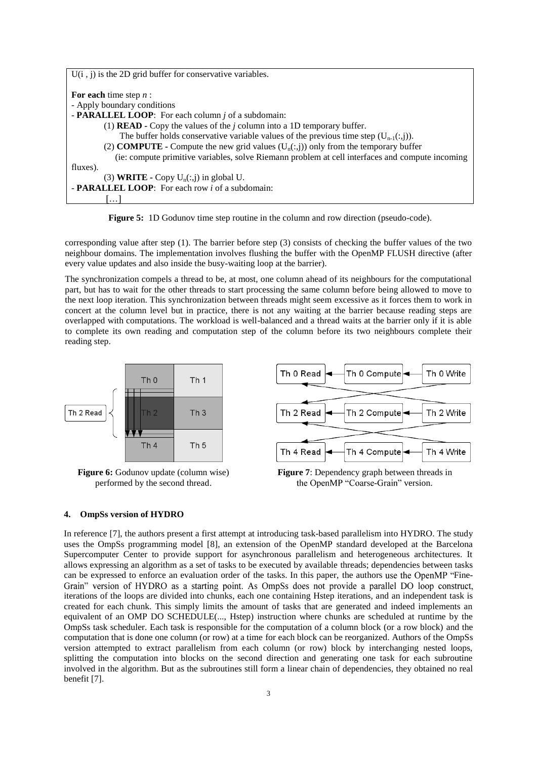U(i , j) is the 2D grid buffer for conservative variables.

**For each** time step *n* :
- Apply boundary conditions
- **PARALLEL LOOP**: For each column *j* of a subdomain:
  - (1) **READ** - Copy the values of the *j* column into a 1D temporary buffer. The buffer holds conservative variable values of the previous time step ($U_{n-1}(:,j)$).
  - (2) **COMPUTE** - Compute the new grid values ($U_n(:,j)$) only from the temporary buffer (ie: compute primitive variables, solve Riemann problem at cell interfaces and compute incoming fluxes).
  - (3) **WRITE** - Copy $U_n(:,j)$ in global U.
- **PARALLEL LOOP**: For each row *i* of a subdomain:
  […]

**Figure 5:** 1D Godunov time step routine in the column and row direction (pseudo-code).

corresponding value after step (1). The barrier before step (3) consists of checking the buffer values of the two neighbour domains. The implementation involves flushing the buffer with the OpenMP FLUSH directive (after every value updates and also inside the busy-waiting loop at the barrier).

The synchronization compels a thread to be, at most, one column ahead of its neighbours for the computational part, but has to wait for the other threads to start processing the same column before being allowed to move to the next loop iteration. This synchronization between threads might seem excessive as it forces them to work in concert at the column level but in practice, there is not any waiting at the barrier because reading steps are overlapped with computations. The workload is well-balanced and a thread waits at the barrier only if it is able to complete its own reading and computation step of the column before its two neighbours complete their reading step.

**Figure 6:** Godunov update (column wise) performed by the second thread.

**Figure 7**: Dependency graph between threads in the OpenMP "Coarse-Grain" version.

## 4. OmpSs version of HYDRO

In reference [7], the authors present a first attempt at introducing task-based parallelism into HYDRO. The study uses the OmpSs programming model [8], an extension of the OpenMP standard developed at the Barcelona Supercomputer Center to provide support for asynchronous parallelism and heterogeneous architectures. It allows expressing an algorithm as a set of tasks to be executed by available threads; dependencies between tasks can be expressed to enforce an evaluation order of the tasks. In this paper, the authors use the OpenMP "Fine-Grain" version of HYDRO as a starting point. As OmpSs does not provide a parallel DO loop construct, iterations of the loops are divided into chunks, each one containing Hstep iterations, and an independent task is created for each chunk. This simply limits the amount of tasks that are generated and indeed implements an equivalent of an OMP DO SCHEDULE(..., Hstep) instruction where chunks are scheduled at runtime by the OmpSs task scheduler. Each task is responsible for the computation of a column block (or a row block) and the computation that is done one column (or row) at a time for each block can be reorganized. Authors of the OmpSs version attempted to extract parallelism from each column (or row) block by interchanging nested loops, splitting the computation into blocks on the second direction and generating one task for each subroutine involved in the algorithm. But as the subroutines still form a linear chain of dependencies, they obtained no real benefit [7].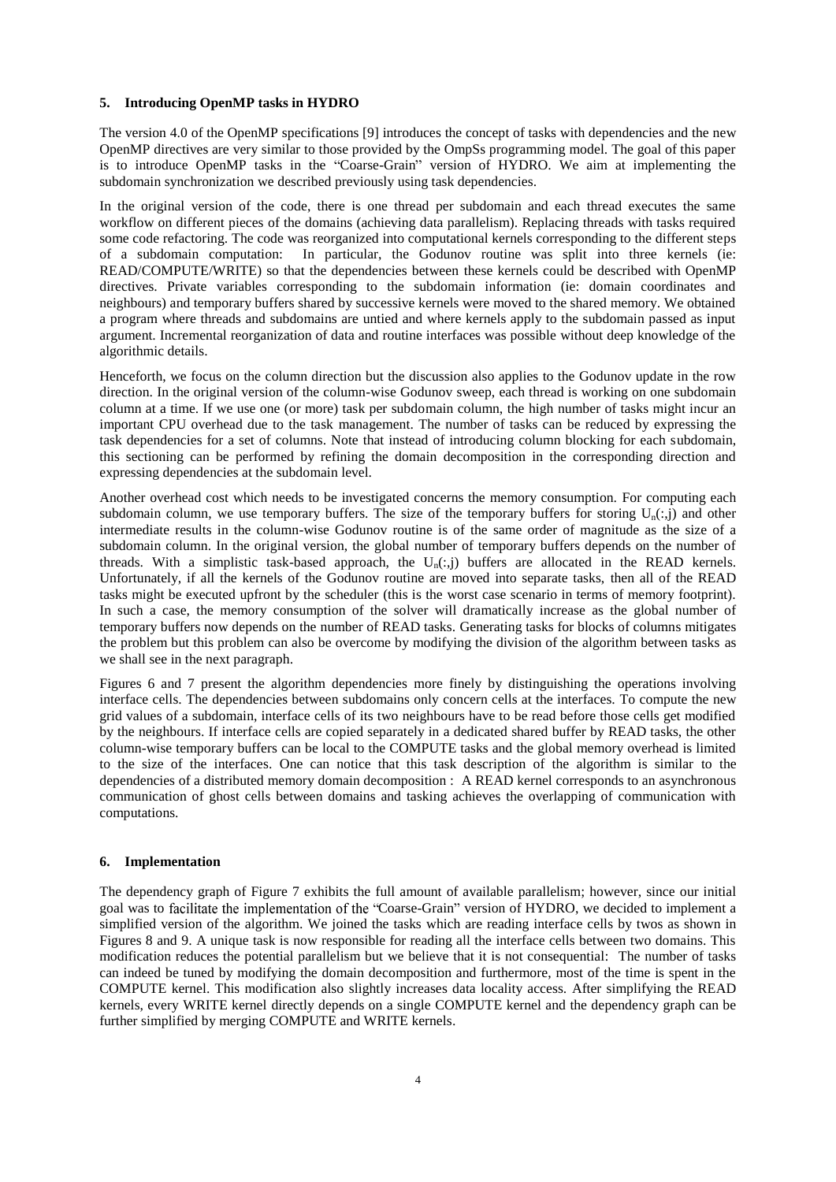## 5. Introducing OpenMP tasks in HYDRO

The version 4.0 of the OpenMP specifications [9] introduces the concept of tasks with dependencies and the new OpenMP directives are very similar to those provided by the OmpSs programming model. The goal of this paper is to introduce OpenMP tasks in the "Coarse-Grain" version of HYDRO. We aim at implementing the subdomain synchronization we described previously using task dependencies.

In the original version of the code, there is one thread per subdomain and each thread executes the same workflow on different pieces of the domains (achieving data parallelism). Replacing threads with tasks required some code refactoring. The code was reorganized into computational kernels corresponding to the different steps of a subdomain computation: In particular, the Godunov routine was split into three kernels (ie: READ/COMPUTE/WRITE) so that the dependencies between these kernels could be described with OpenMP directives. Private variables corresponding to the subdomain information (ie: domain coordinates and neighbours) and temporary buffers shared by successive kernels were moved to the shared memory. We obtained a program where threads and subdomains are untied and where kernels apply to the subdomain passed as input argument. Incremental reorganization of data and routine interfaces was possible without deep knowledge of the algorithmic details.

Henceforth, we focus on the column direction but the discussion also applies to the Godunov update in the row direction. In the original version of the column-wise Godunov sweep, each thread is working on one subdomain column at a time. If we use one (or more) task per subdomain column, the high number of tasks might incur an important CPU overhead due to the task management. The number of tasks can be reduced by expressing the task dependencies for a set of columns. Note that instead of introducing column blocking for each subdomain, this sectioning can be performed by refining the domain decomposition in the corresponding direction and expressing dependencies at the subdomain level.

Another overhead cost which needs to be investigated concerns the memory consumption. For computing each subdomain column, we use temporary buffers. The size of the temporary buffers for storing $U_n(:,j)$ and other intermediate results in the column-wise Godunov routine is of the same order of magnitude as the size of a subdomain column. In the original version, the global number of temporary buffers depends on the number of threads. With a simplistic task-based approach, the $U_n(:,j)$ buffers are allocated in the READ kernels. Unfortunately, if all the kernels of the Godunov routine are moved into separate tasks, then all of the READ tasks might be executed upfront by the scheduler (this is the worst case scenario in terms of memory footprint). In such a case, the memory consumption of the solver will dramatically increase as the global number of temporary buffers now depends on the number of READ tasks. Generating tasks for blocks of columns mitigates the problem but this problem can also be overcome by modifying the division of the algorithm between tasks as we shall see in the next paragraph.

Figures 6 and 7 present the algorithm dependencies more finely by distinguishing the operations involving interface cells. The dependencies between subdomains only concern cells at the interfaces. To compute the new grid values of a subdomain, interface cells of its two neighbours have to be read before those cells get modified by the neighbours. If interface cells are copied separately in a dedicated shared buffer by READ tasks, the other column-wise temporary buffers can be local to the COMPUTE tasks and the global memory overhead is limited to the size of the interfaces. One can notice that this task description of the algorithm is similar to the dependencies of a distributed memory domain decomposition : A READ kernel corresponds to an asynchronous communication of ghost cells between domains and tasking achieves the overlapping of communication with computations.

## 6. Implementation

The dependency graph of Figure 7 exhibits the full amount of available parallelism; however, since our initial goal was to facilitate the implementation of the "Coarse-Grain" version of HYDRO, we decided to implement a simplified version of the algorithm. We joined the tasks which are reading interface cells by twos as shown in Figures 8 and 9. A unique task is now responsible for reading all the interface cells between two domains. This modification reduces the potential parallelism but we believe that it is not consequential: The number of tasks can indeed be tuned by modifying the domain decomposition and furthermore, most of the time is spent in the COMPUTE kernel. This modification also slightly increases data locality access. After simplifying the READ kernels, every WRITE kernel directly depends on a single COMPUTE kernel and the dependency graph can be further simplified by merging COMPUTE and WRITE kernels.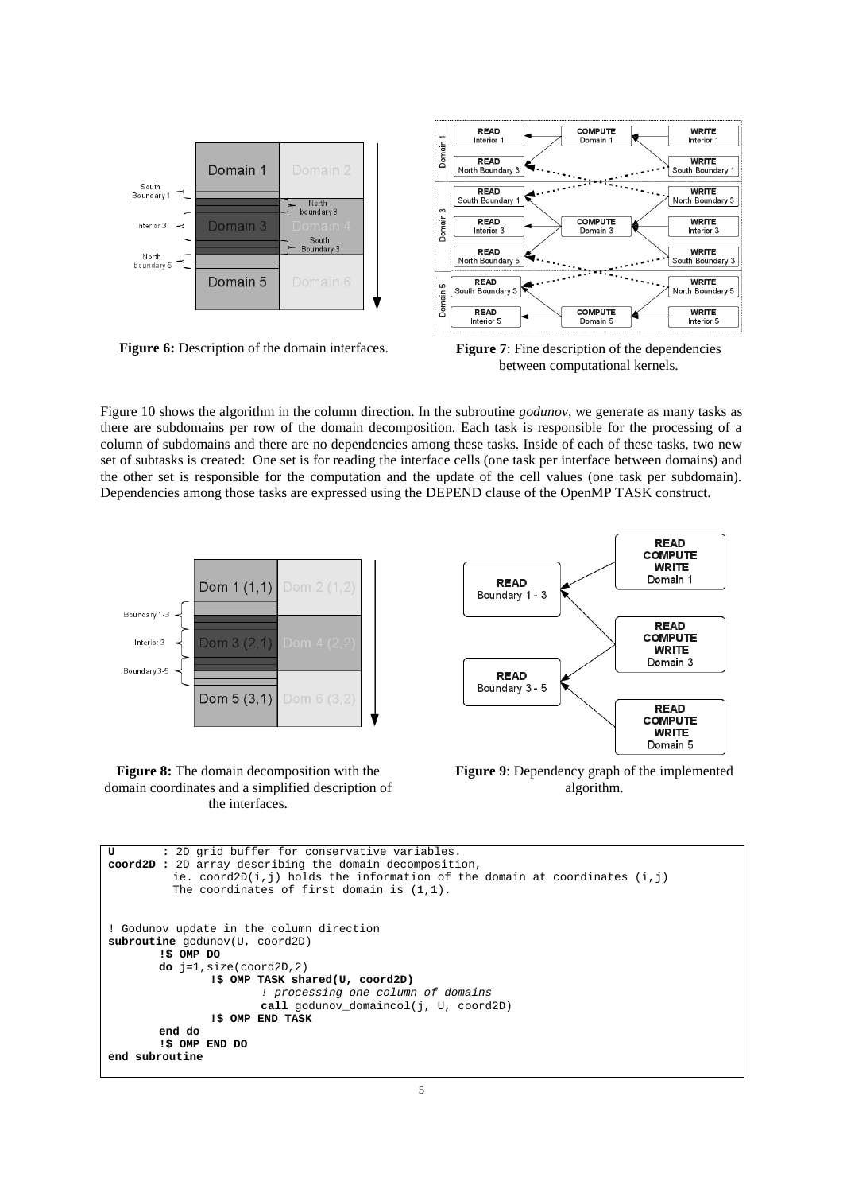**Figure 6:** Description of the domain interfaces.

**Figure 7**: Fine description of the dependencies between computational kernels.

Figure 10 shows the algorithm in the column direction. In the subroutine *godunov*, we generate as many tasks as there are subdomains per row of the domain decomposition. Each task is responsible for the processing of a column of subdomains and there are no dependencies among these tasks. Inside of each of these tasks, two new set of subtasks is created: One set is for reading the interface cells (one task per interface between domains) and the other set is responsible for the computation and the update of the cell values (one task per subdomain). Dependencies among those tasks are expressed using the DEPEND clause of the OpenMP TASK construct.

**Figure 8:** The domain decomposition with the domain coordinates and a simplified description of the interfaces.

**Figure 9**: Dependency graph of the implemented algorithm.

```
U       : 2D grid buffer for conservative variables.
coord2D : 2D array describing the domain decomposition,
          ie. coord2D(i,j) holds the information of the domain at coordinates (i,j)
          The coordinates of first domain is (1,1).


! Godunov update in the column direction
subroutine godunov(U, coord2D)
        !$ OMP DO
        do j=1,size(coord2D,2)
                !$ OMP TASK shared(U, coord2D)
                        ! processing one column of domains
                        call godunov_domaincol(j, U, coord2D)
                !$ OMP END TASK
        end do
        !$ OMP END DO
end subroutine
```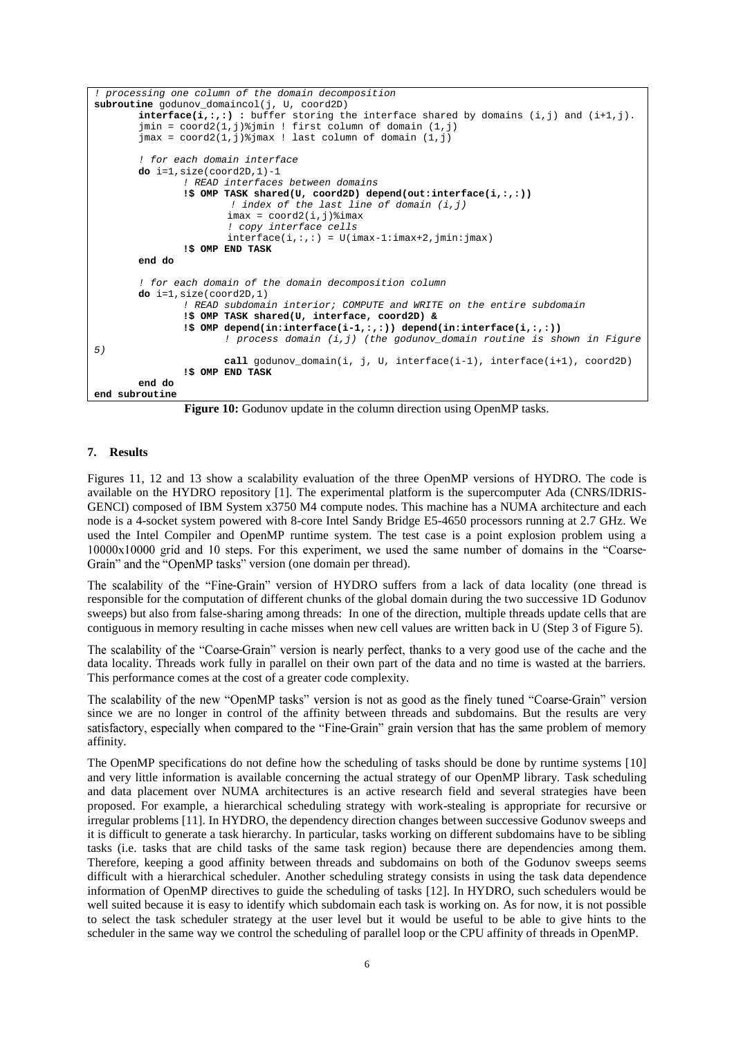```
! processing one column of the domain decomposition
subroutine godunov_domaincol(j, U, coord2D)
        interface(i,:,:) : buffer storing the interface shared by domains (i,j) and (i+1,j).
        jmin = coord2(1,j)%jmin ! first column of domain (1,j)
        jmax = coord2(1,j)%jmax ! last column of domain (1,j)

        ! for each domain interface
        do i=1,size(coord2D,1)-1
                ! READ interfaces between domains
                !$ OMP TASK shared(U, coord2D) depend(out:interface(i,:,:))
                        ! index of the last line of domain (i,j)
                        imax = coord2(i,j)%imax
                        ! copy interface cells
                        interface(i,:,:) = U(imax-1:imax+2,jmin:jmax)
                !$ OMP END TASK
        end do

        ! for each domain of the domain decomposition column
        do i=1,size(coord2D,1)
                ! READ subdomain interior; COMPUTE and WRITE on the entire subdomain
                !$ OMP TASK shared(U, interface, coord2D) &
                !$ OMP depend(in:interface(i-1,:,:)) depend(in:interface(i,:,:))
                        ! process domain (i,j) (the godunov_domain routine is shown in Figure
5)
                        call godunov_domain(i, j, U, interface(i-1), interface(i+1), coord2D)
                !$ OMP END TASK
        end do
end subroutine
```

**Figure 10:** Godunov update in the column direction using OpenMP tasks.

## 7. Results

Figures 11, 12 and 13 show a scalability evaluation of the three OpenMP versions of HYDRO. The code is available on the HYDRO repository [1]. The experimental platform is the supercomputer Ada (CNRS/IDRIS-GENCI) composed of IBM System x3750 M4 compute nodes. This machine has a NUMA architecture and each node is a 4-socket system powered with 8-core Intel Sandy Bridge E5-4650 processors running at 2.7 GHz. We used the Intel Compiler and OpenMP runtime system. The test case is a point explosion problem using a 10000x10000 grid and 10 steps. For this experiment, we used the same number of domains in the "Coarse-Grain" and the "OpenMP tasks" version (one domain per thread).

The scalability of the "Fine-Grain" version of HYDRO suffers from a lack of data locality (one thread is responsible for the computation of different chunks of the global domain during the two successive 1D Godunov sweeps) but also from false-sharing among threads: In one of the direction, multiple threads update cells that are contiguous in memory resulting in cache misses when new cell values are written back in U (Step 3 of Figure 5).

The scalability of the "Coarse-Grain" version is nearly perfect, thanks to a very good use of the cache and the data locality. Threads work fully in parallel on their own part of the data and no time is wasted at the barriers. This performance comes at the cost of a greater code complexity.

The scalability of the new "OpenMP tasks" version is not as good as the finely tuned "Coarse-Grain" version since we are no longer in control of the affinity between threads and subdomains. But the results are very satisfactory, especially when compared to the "Fine-Grain" grain version that has the same problem of memory affinity.

The OpenMP specifications do not define how the scheduling of tasks should be done by runtime systems [10] and very little information is available concerning the actual strategy of our OpenMP library. Task scheduling and data placement over NUMA architectures is an active research field and several strategies have been proposed. For example, a hierarchical scheduling strategy with work-stealing is appropriate for recursive or irregular problems [11]. In HYDRO, the dependency direction changes between successive Godunov sweeps and it is difficult to generate a task hierarchy. In particular, tasks working on different subdomains have to be sibling tasks (i.e. tasks that are child tasks of the same task region) because there are dependencies among them. Therefore, keeping a good affinity between threads and subdomains on both of the Godunov sweeps seems difficult with a hierarchical scheduler. Another scheduling strategy consists in using the task data dependence information of OpenMP directives to guide the scheduling of tasks [12]. In HYDRO, such schedulers would be well suited because it is easy to identify which subdomain each task is working on. As for now, it is not possible to select the task scheduler strategy at the user level but it would be useful to be able to give hints to the scheduler in the same way we control the scheduling of parallel loop or the CPU affinity of threads in OpenMP.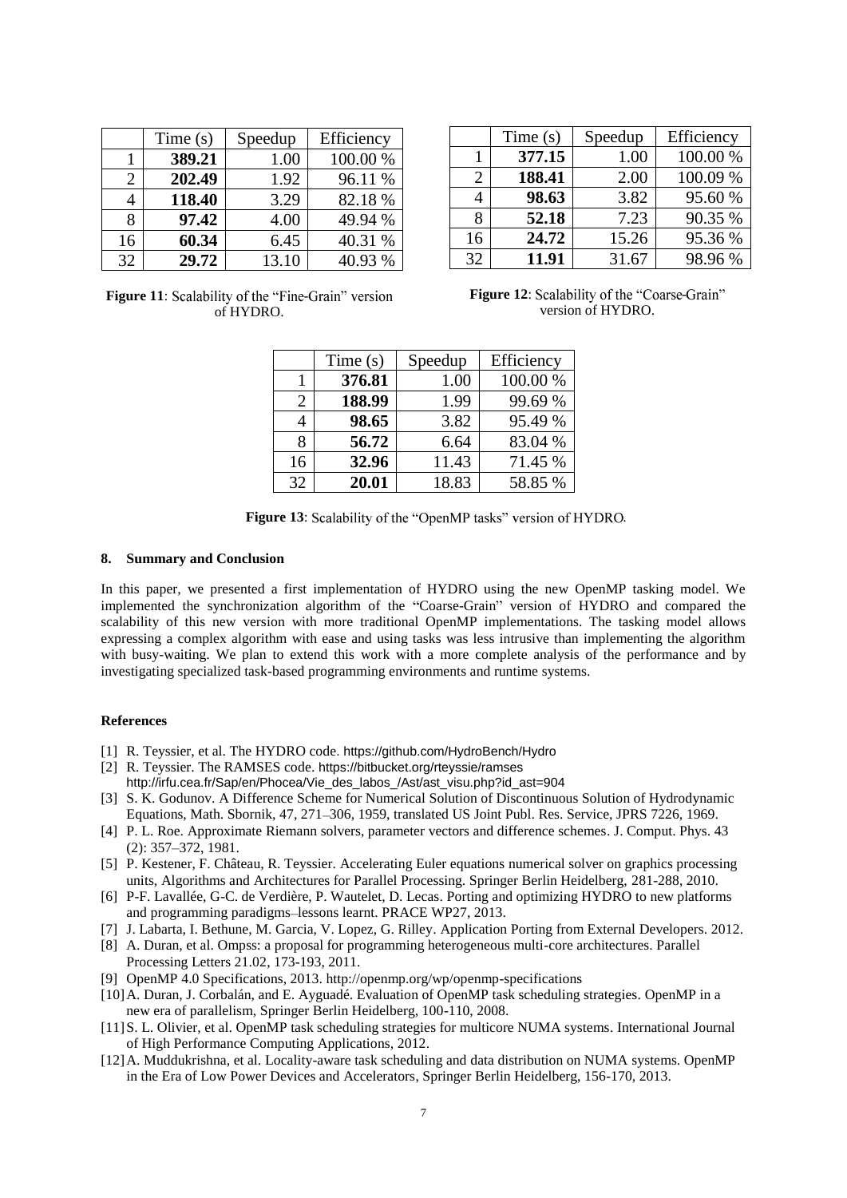| | Time (s) | Speedup | Efficiency |
|---|---|---|---|
| 1 | **389.21** | 1.00 | 100.00 % |
| 2 | **202.49** | 1.92 | 96.11 % |
| 4 | **118.40** | 3.29 | 82.18 % |
| 8 | **97.42** | 4.00 | 49.94 % |
| 16 | **60.34** | 6.45 | 40.31 % |
| 32 | **29.72** | 13.10 | 40.93 % |

**Figure 11**: Scalability of the "Fine-Grain" version of HYDRO.

| | Time (s) | Speedup | Efficiency |
|---|---|---|---|
| 1 | **377.15** | 1.00 | 100.00 % |
| 2 | **188.41** | 2.00 | 100.09 % |
| 4 | **98.63** | 3.82 | 95.60 % |
| 8 | **52.18** | 7.23 | 90.35 % |
| 16 | **24.72** | 15.26 | 95.36 % |
| 32 | **11.91** | 31.67 | 98.96 % |

**Figure 12**: Scalability of the "Coarse-Grain" version of HYDRO.

| | Time (s) | Speedup | Efficiency |
|---|---|---|---|
| 1 | **376.81** | 1.00 | 100.00 % |
| 2 | **188.99** | 1.99 | 99.69 % |
| 4 | **98.65** | 3.82 | 95.49 % |
| 8 | **56.72** | 6.64 | 83.04 % |
| 16 | **32.96** | 11.43 | 71.45 % |
| 32 | **20.01** | 18.83 | 58.85 % |

**Figure 13**: Scalability of the "OpenMP tasks" version of HYDRO.

## 8. Summary and Conclusion

In this paper, we presented a first implementation of HYDRO using the new OpenMP tasking model. We implemented the synchronization algorithm of the "Coarse-Grain" version of HYDRO and compared the scalability of this new version with more traditional OpenMP implementations. The tasking model allows expressing a complex algorithm with ease and using tasks was less intrusive than implementing the algorithm with busy-waiting. We plan to extend this work with a more complete analysis of the performance and by investigating specialized task-based programming environments and runtime systems.

## References

[1] R. Teyssier, et al. The HYDRO code. https://github.com/HydroBench/Hydro

[2] R. Teyssier. The RAMSES code. https://bitbucket.org/rteyssie/ramses http://irfu.cea.fr/Sap/en/Phocea/Vie_des_labos_/Ast/ast_visu.php?id_ast=904

[3] S. K. Godunov. A Difference Scheme for Numerical Solution of Discontinuous Solution of Hydrodynamic Equations, Math. Sbornik, 47, 271–306, 1959, translated US Joint Publ. Res. Service, JPRS 7226, 1969.

[4] P. L. Roe. Approximate Riemann solvers, parameter vectors and difference schemes. J. Comput. Phys. 43 (2): 357–372, 1981.

[5] P. Kestener, F. Château, R. Teyssier. Accelerating Euler equations numerical solver on graphics processing units, Algorithms and Architectures for Parallel Processing. Springer Berlin Heidelberg, 281-288, 2010.

[6] P-F. Lavallée, G-C. de Verdière, P. Wautelet, D. Lecas. Porting and optimizing HYDRO to new platforms and programming paradigms–lessons learnt. PRACE WP27, 2013.

[7] J. Labarta, I. Bethune, M. Garcia, V. Lopez, G. Rilley. Application Porting from External Developers. 2012.

[8] A. Duran, et al. Ompss: a proposal for programming heterogeneous multi-core architectures. Parallel Processing Letters 21.02, 173-193, 2011.

[9] OpenMP 4.0 Specifications, 2013. http://openmp.org/wp/openmp-specifications

[10] A. Duran, J. Corbalán, and E. Ayguadé. Evaluation of OpenMP task scheduling strategies. OpenMP in a new era of parallelism, Springer Berlin Heidelberg, 100-110, 2008.

[11] S. L. Olivier, et al. OpenMP task scheduling strategies for multicore NUMA systems. International Journal of High Performance Computing Applications, 2012.

[12] A. Muddukrishna, et al. Locality-aware task scheduling and data distribution on NUMA systems. OpenMP in the Era of Low Power Devices and Accelerators, Springer Berlin Heidelberg, 156-170, 2013.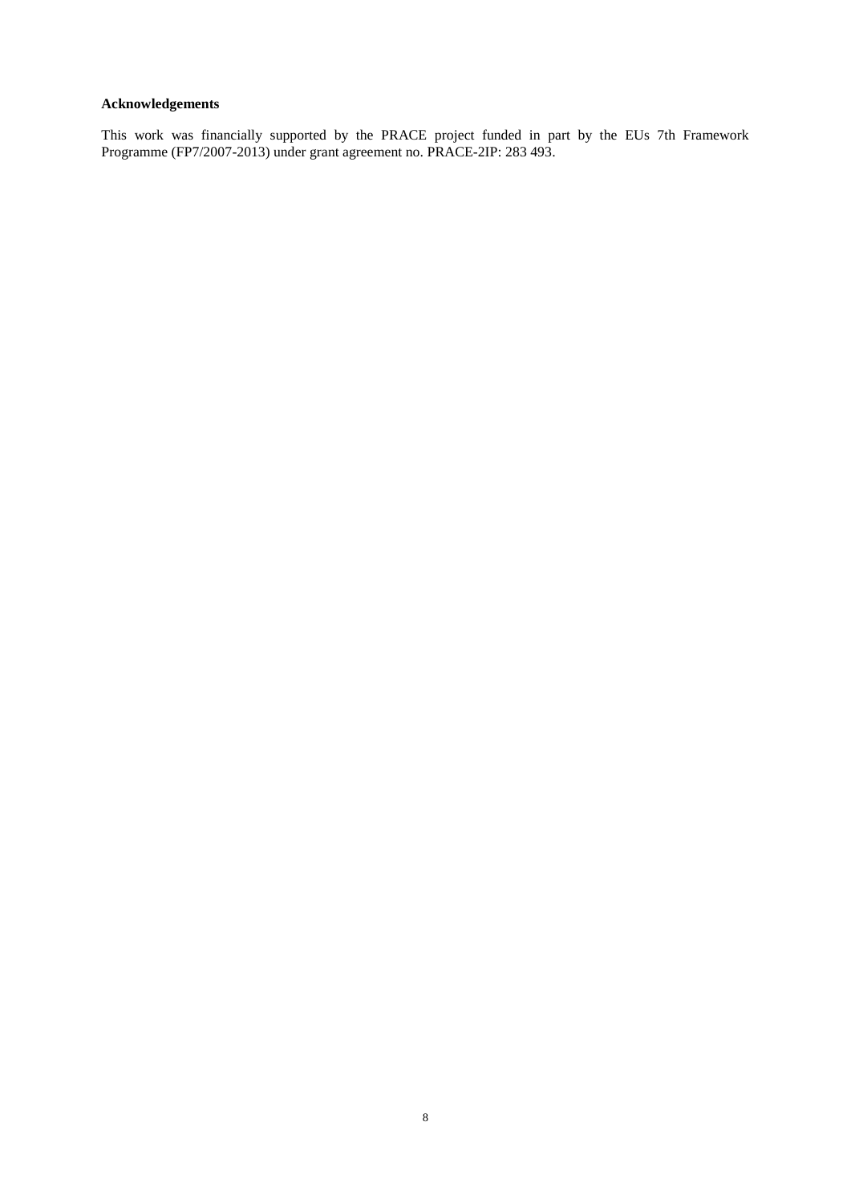**Acknowledgements**

This work was financially supported by the PRACE project funded in part by the EUs 7th Framework Programme (FP7/2007-2013) under grant agreement no. PRACE-2IP: 283 493.